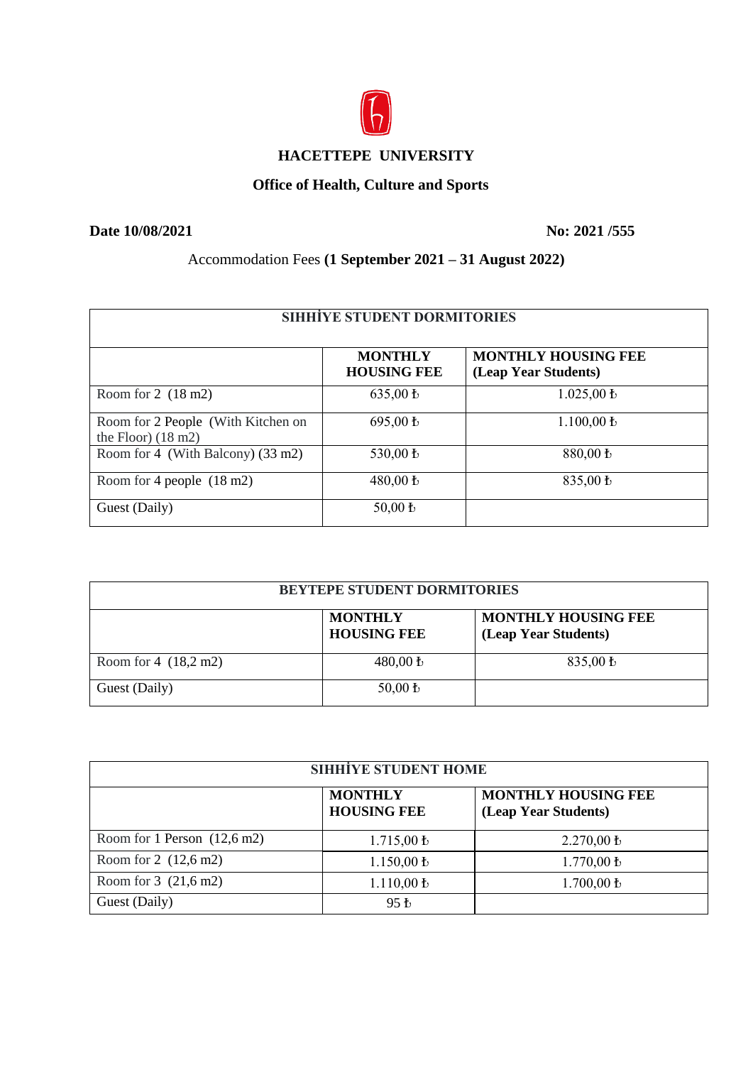# HACETTEPE UNIVERSITY

## Office of Health, Culture and Sports

**Date 10/08/2021** **No: 2021 /555**

Accommodation Fees **(1 September 2021 – 31 August 2022)**

| SIHHİYE STUDENT DORMITORIES | | |
|---|---|---|
| | **MONTHLY HOUSING FEE** | **MONTHLY HOUSING FEE (Leap Year Students)** |
| Room for 2 (18 m2) | 635,00 ₺ | 1.025,00 ₺ |
| Room for 2 People (With Kitchen on the Floor) (18 m2) | 695,00 ₺ | 1.100,00 ₺ |
| Room for 4 (With Balcony) (33 m2) | 530,00 ₺ | 880,00 ₺ |
| Room for 4 people (18 m2) | 480,00 ₺ | 835,00 ₺ |
| Guest (Daily) | 50,00 ₺ | |

| BEYTEPE STUDENT DORMITORIES | | |
|---|---|---|
| | **MONTHLY HOUSING FEE** | **MONTHLY HOUSING FEE (Leap Year Students)** |
| Room for 4 (18,2 m2) | 480,00 ₺ | 835,00 ₺ |
| Guest (Daily) | 50,00 ₺ | |

| SIHHİYE STUDENT HOME | | |
|---|---|---|
| | **MONTHLY HOUSING FEE** | **MONTHLY HOUSING FEE (Leap Year Students)** |
| Room for 1 Person (12,6 m2) | 1.715,00 ₺ | 2.270,00 ₺ |
| Room for 2 (12,6 m2) | 1.150,00 ₺ | 1.770,00 ₺ |
| Room for 3 (21,6 m2) | 1.110,00 ₺ | 1.700,00 ₺ |
| Guest (Daily) | 95 ₺ | |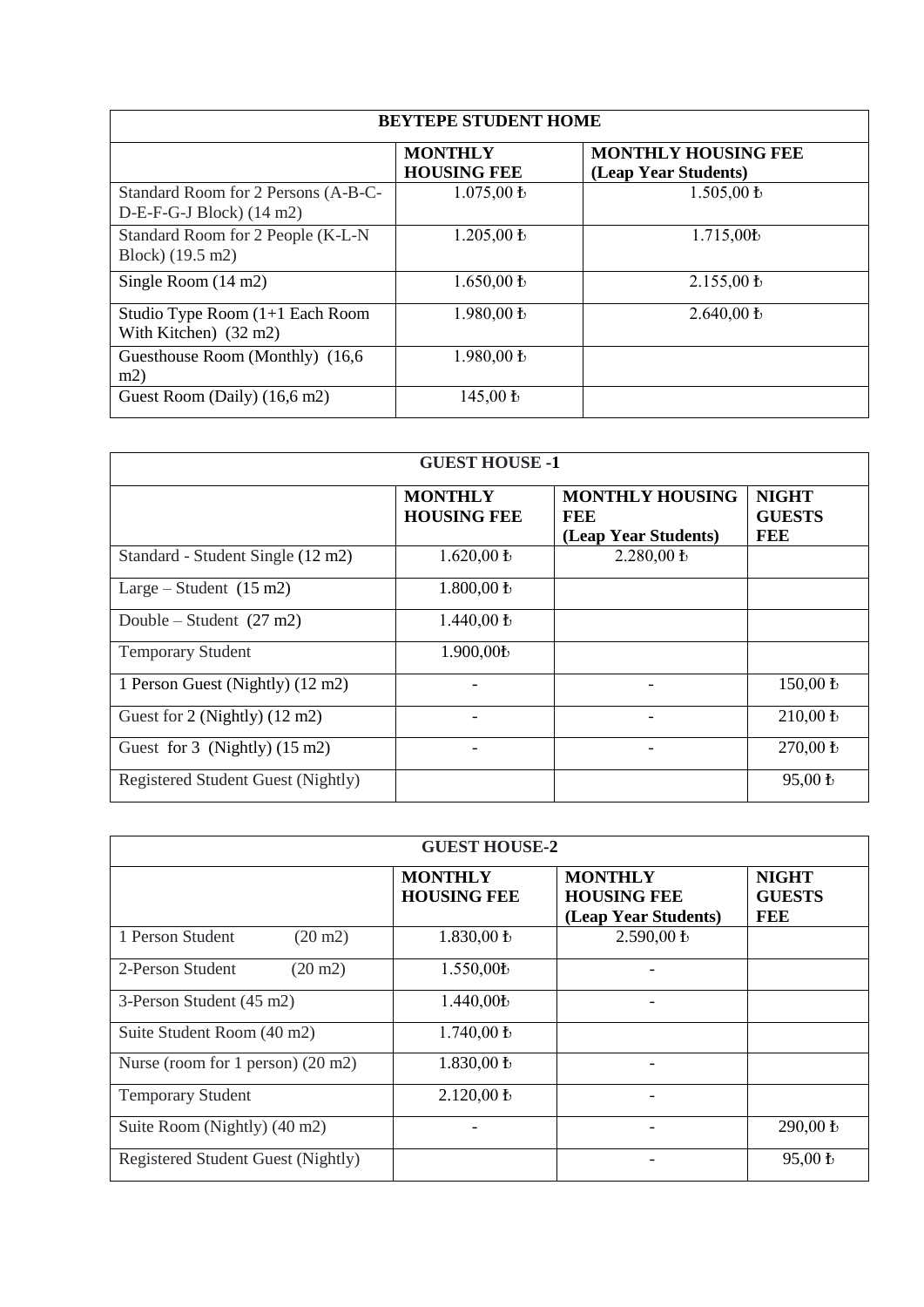| BEYTEPE STUDENT HOME | | |
|---|---|---|
| | **MONTHLY HOUSING FEE** | **MONTHLY HOUSING FEE (Leap Year Students)** |
| Standard Room for 2 Persons (A-B-C-D-E-F-G-J Block) (14 m2) | 1.075,00 ₺ | 1.505,00 ₺ |
| Standard Room for 2 People (K-L-N Block) (19.5 m2) | 1.205,00 ₺ | 1.715,00₺ |
| Single Room (14 m2) | 1.650,00 ₺ | 2.155,00 ₺ |
| Studio Type Room (1+1 Each Room With Kitchen) (32 m2) | 1.980,00 ₺ | 2.640,00 ₺ |
| Guesthouse Room (Monthly) (16,6 m2) | 1.980,00 ₺ | |
| Guest Room (Daily) (16,6 m2) | 145,00 ₺ | |

| GUEST HOUSE -1 | | | |
|---|---|---|---|
| | **MONTHLY HOUSING FEE** | **MONTHLY HOUSING FEE (Leap Year Students)** | **NIGHT GUESTS FEE** |
| Standard - Student Single (12 m2) | 1.620,00 ₺ | 2.280,00 ₺ | |
| Large – Student (15 m2) | 1.800,00 ₺ | | |
| Double – Student (27 m2) | 1.440,00 ₺ | | |
| Temporary Student | 1.900,00₺ | | |
| 1 Person Guest (Nightly) (12 m2) | - | - | 150,00 ₺ |
| Guest for 2 (Nightly) (12 m2) | - | - | 210,00 ₺ |
| Guest for 3 (Nightly) (15 m2) | - | - | 270,00 ₺ |
| Registered Student Guest (Nightly) | | | 95,00 ₺ |

| GUEST HOUSE-2 | | | |
|---|---|---|---|
| | **MONTHLY HOUSING FEE** | **MONTHLY HOUSING FEE (Leap Year Students)** | **NIGHT GUESTS FEE** |
| 1 Person Student (20 m2) | 1.830,00 ₺ | 2.590,00 ₺ | |
| 2-Person Student (20 m2) | 1.550,00₺ | - | |
| 3-Person Student (45 m2) | 1.440,00₺ | - | |
| Suite Student Room (40 m2) | 1.740,00 ₺ | | |
| Nurse (room for 1 person) (20 m2) | 1.830,00 ₺ | - | |
| Temporary Student | 2.120,00 ₺ | - | |
| Suite Room (Nightly) (40 m2) | - | - | 290,00 ₺ |
| Registered Student Guest (Nightly) | | - | 95,00 ₺ |